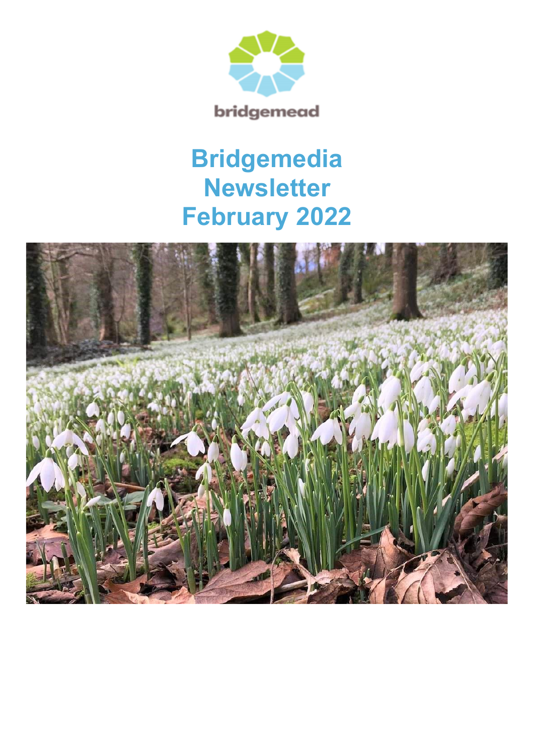bridgemead

# Bridgemedia Newsletter February 2022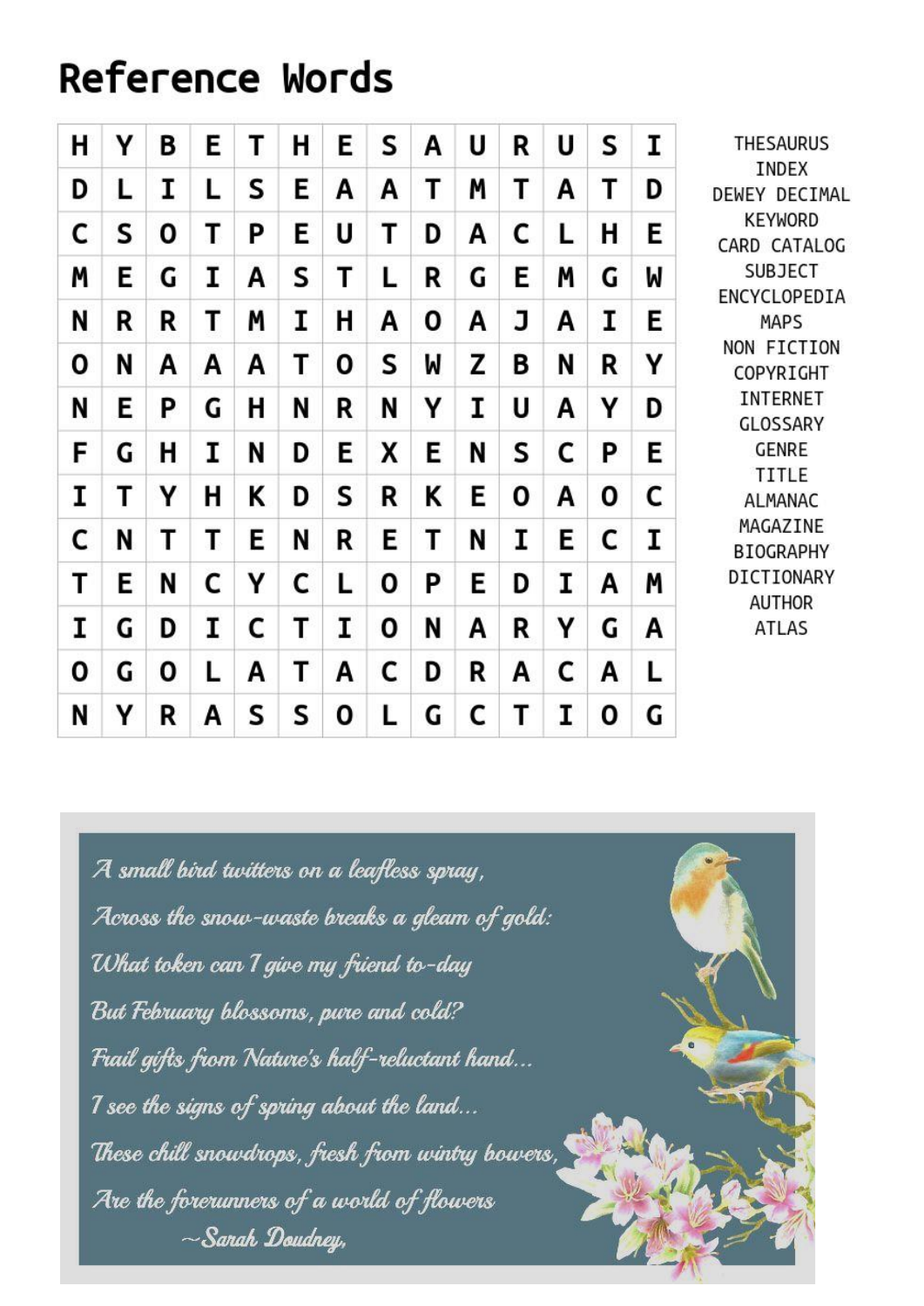# Reference Words

| | | | | | | | | | | | | | |
|---|---|---|---|---|---|---|---|---|---|---|---|---|---|
| H | Y | B | E | T | H | E | S | A | U | R | U | S | I |
| D | L | I | L | S | E | A | A | T | M | T | A | T | D |
| C | S | O | T | P | E | U | T | D | A | C | L | H | E |
| M | E | G | I | A | S | T | L | R | G | E | M | G | W |
| N | R | R | T | M | I | H | A | O | A | J | A | I | E |
| O | N | A | A | A | T | O | S | W | Z | B | N | R | Y |
| N | E | P | G | H | N | R | N | Y | I | U | A | Y | D |
| F | G | H | I | N | D | E | X | E | N | S | C | P | E |
| I | T | Y | H | K | D | S | R | K | E | O | A | O | C |
| C | N | T | T | E | N | R | E | T | N | I | E | C | I |
| T | E | N | C | Y | C | L | O | P | E | D | I | A | M |
| I | G | D | I | C | T | I | O | N | A | R | Y | G | A |
| O | G | O | L | A | T | A | C | D | R | A | C | A | L |
| N | Y | R | A | S | S | O | L | G | C | T | I | O | G |

THESAURUS
INDEX
DEWEY DECIMAL
KEYWORD
CARD CATALOG
SUBJECT
ENCYCLOPEDIA
MAPS
NON FICTION
COPYRIGHT
INTERNET
GLOSSARY
GENRE
TITLE
ALMANAC
MAGAZINE
BIOGRAPHY
DICTIONARY
AUTHOR
ATLAS

*A small bird twitters on a leafless spray,*
*Across the snow-waste breaks a gleam of gold:*
*What token can I give my friend to-day*
*But February blossoms, pure and cold?*
*Frail gifts from Nature's half-reluctant hand...*
*I see the signs of spring about the land...*
*These chill snowdrops, fresh from wintry bowers,*
*Are the forerunners of a world of flowers*

*~Sarah Doudney,*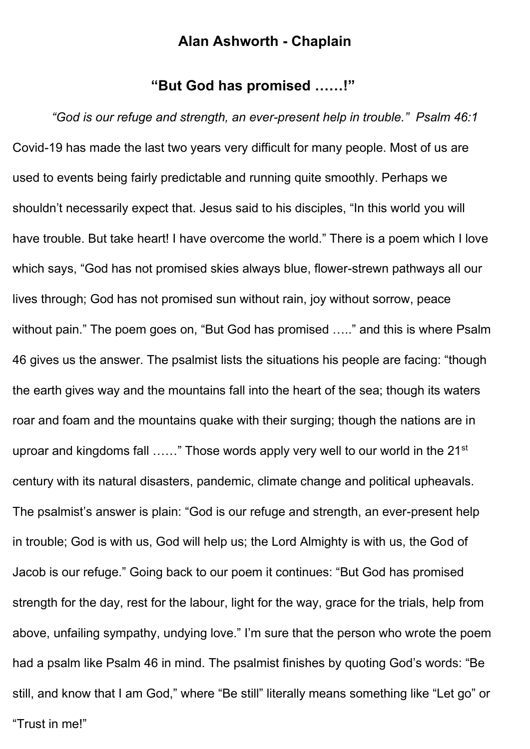## Alan Ashworth - Chaplain

## "But God has promised ……!"

*"God is our refuge and strength, an ever-present help in trouble." Psalm 46:1*

Covid-19 has made the last two years very difficult for many people. Most of us are used to events being fairly predictable and running quite smoothly. Perhaps we shouldn't necessarily expect that. Jesus said to his disciples, "In this world you will have trouble. But take heart! I have overcome the world." There is a poem which I love which says, "God has not promised skies always blue, flower-strewn pathways all our lives through; God has not promised sun without rain, joy without sorrow, peace without pain." The poem goes on, "But God has promised ….." and this is where Psalm 46 gives us the answer. The psalmist lists the situations his people are facing: "though the earth gives way and the mountains fall into the heart of the sea; though its waters roar and foam and the mountains quake with their surging; though the nations are in uproar and kingdoms fall ……" Those words apply very well to our world in the 21st century with its natural disasters, pandemic, climate change and political upheavals. The psalmist's answer is plain: "God is our refuge and strength, an ever-present help in trouble; God is with us, God will help us; the Lord Almighty is with us, the God of Jacob is our refuge." Going back to our poem it continues: "But God has promised strength for the day, rest for the labour, light for the way, grace for the trials, help from above, unfailing sympathy, undying love." I'm sure that the person who wrote the poem had a psalm like Psalm 46 in mind. The psalmist finishes by quoting God's words: "Be still, and know that I am God," where "Be still" literally means something like "Let go" or "Trust in me!"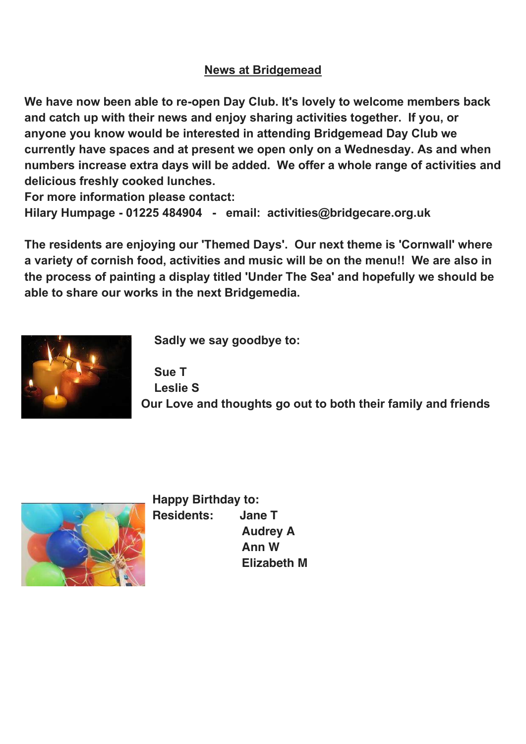## News at Bridgemead

**We have now been able to re-open Day Club. It's lovely to welcome members back and catch up with their news and enjoy sharing activities together. If you, or anyone you know would be interested in attending Bridgemead Day Club we currently have spaces and at present we open only on a Wednesday. As and when numbers increase extra days will be added. We offer a whole range of activities and delicious freshly cooked lunches.**

**For more information please contact:**

**Hilary Humpage - 01225 484904 - email: activities@bridgecare.org.uk**

**The residents are enjoying our 'Themed Days'. Our next theme is 'Cornwall' where a variety of cornish food, activities and music will be on the menu!! We are also in the process of painting a display titled 'Under The Sea' and hopefully we should be able to share our works in the next Bridgemedia.**

**Sadly we say goodbye to:**

**Sue T**
**Leslie S**

**Our Love and thoughts go out to both their family and friends**

**Happy Birthday to:**

**Residents:**
- **Jane T**
- **Audrey A**
- **Ann W**
- **Elizabeth M**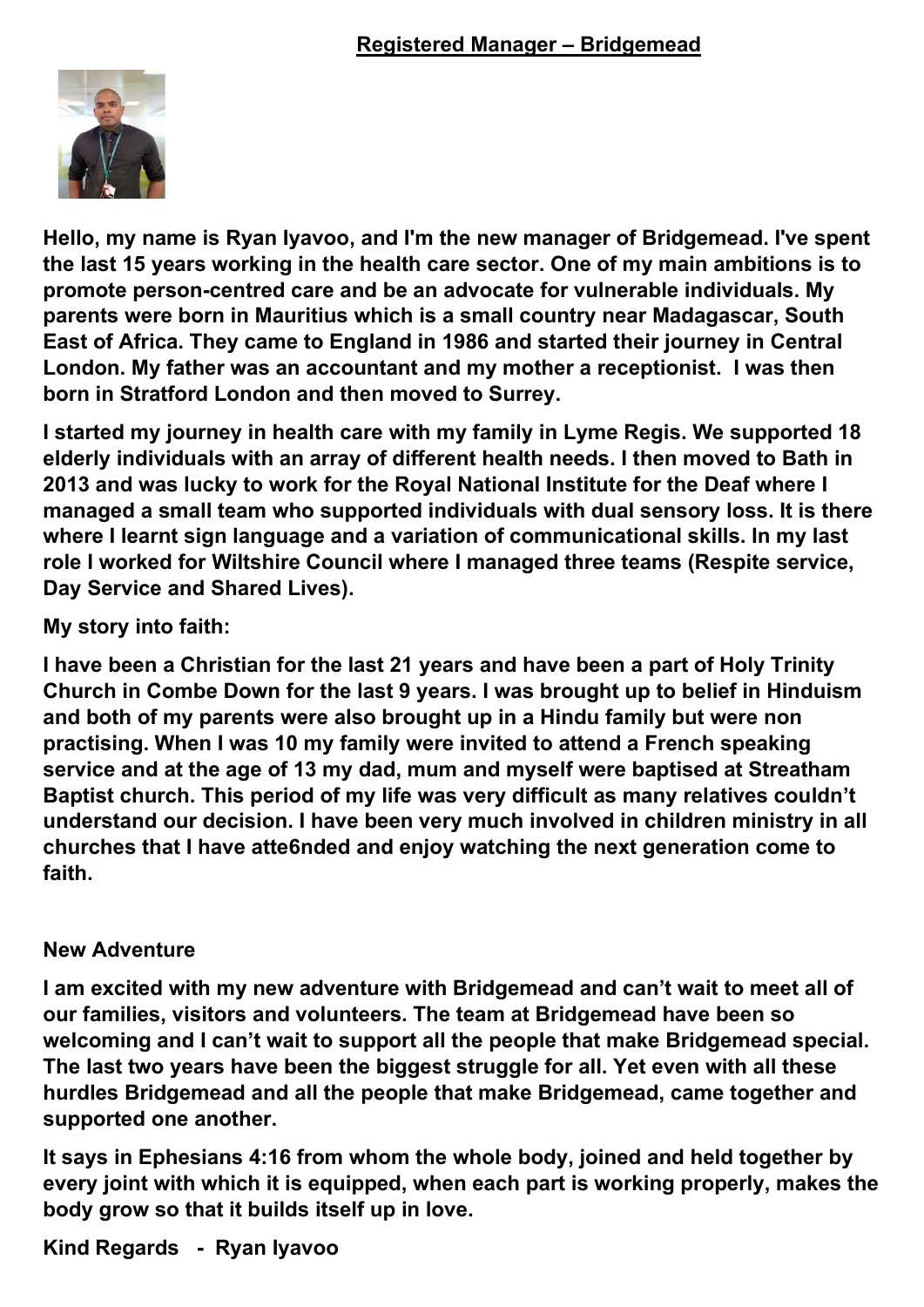## Registered Manager – Bridgemead

**Hello, my name is Ryan Iyavoo, and I'm the new manager of Bridgemead. I've spent the last 15 years working in the health care sector. One of my main ambitions is to promote person-centred care and be an advocate for vulnerable individuals. My parents were born in Mauritius which is a small country near Madagascar, South East of Africa. They came to England in 1986 and started their journey in Central London. My father was an accountant and my mother a receptionist. I was then born in Stratford London and then moved to Surrey.**

**I started my journey in health care with my family in Lyme Regis. We supported 18 elderly individuals with an array of different health needs. I then moved to Bath in 2013 and was lucky to work for the Royal National Institute for the Deaf where I managed a small team who supported individuals with dual sensory loss. It is there where I learnt sign language and a variation of communicational skills. In my last role I worked for Wiltshire Council where I managed three teams (Respite service, Day Service and Shared Lives).**

**My story into faith:**

**I have been a Christian for the last 21 years and have been a part of Holy Trinity Church in Combe Down for the last 9 years. I was brought up to belief in Hinduism and both of my parents were also brought up in a Hindu family but were non practising. When I was 10 my family were invited to attend a French speaking service and at the age of 13 my dad, mum and myself were baptised at Streatham Baptist church. This period of my life was very difficult as many relatives couldn't understand our decision. I have been very much involved in children ministry in all churches that I have atte6nded and enjoy watching the next generation come to faith.**

**New Adventure**

**I am excited with my new adventure with Bridgemead and can't wait to meet all of our families, visitors and volunteers. The team at Bridgemead have been so welcoming and I can't wait to support all the people that make Bridgemead special. The last two years have been the biggest struggle for all. Yet even with all these hurdles Bridgemead and all the people that make Bridgemead, came together and supported one another.**

**It says in Ephesians 4:16 from whom the whole body, joined and held together by every joint with which it is equipped, when each part is working properly, makes the body grow so that it builds itself up in love.**

**Kind Regards - Ryan Iyavoo**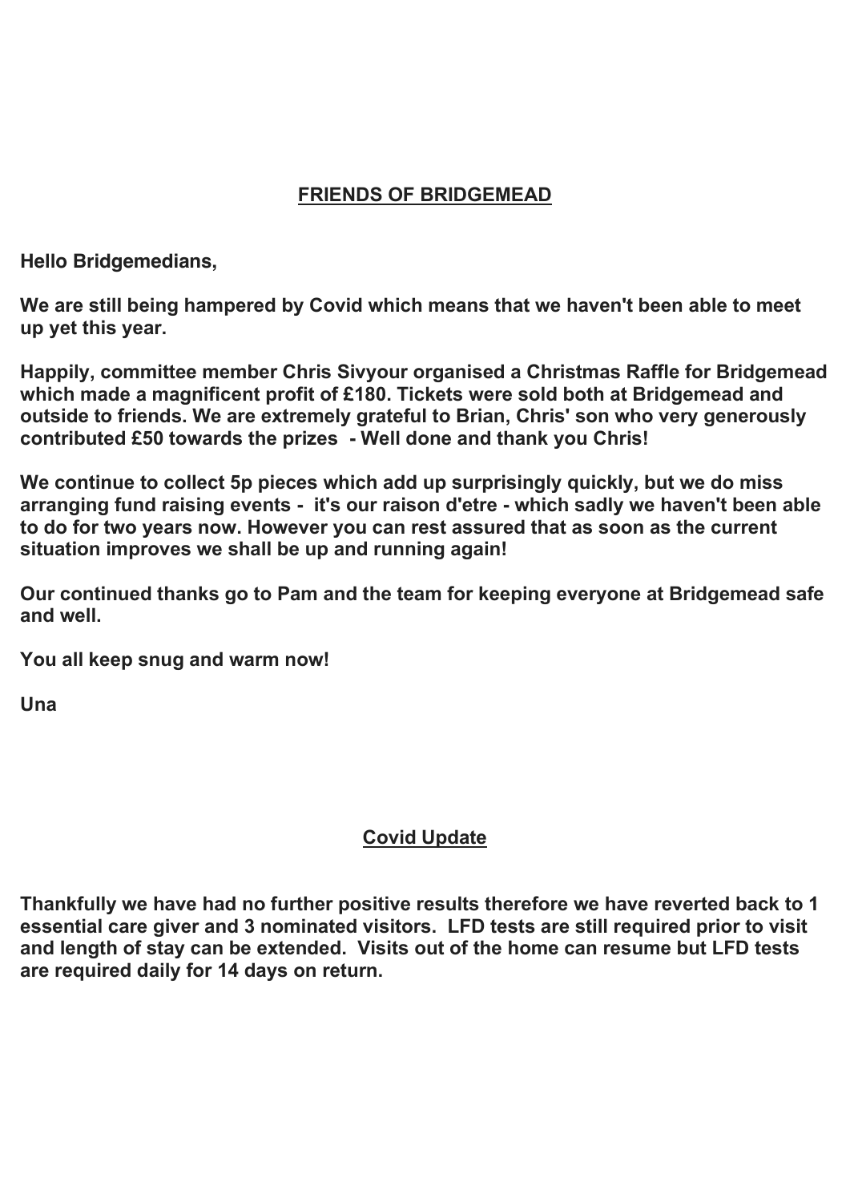## FRIENDS OF BRIDGEMEAD

**Hello Bridgemedians,**

**We are still being hampered by Covid which means that we haven't been able to meet up yet this year.**

**Happily, committee member Chris Sivyour organised a Christmas Raffle for Bridgemead which made a magnificent profit of £180. Tickets were sold both at Bridgemead and outside to friends. We are extremely grateful to Brian, Chris' son who very generously contributed £50 towards the prizes - Well done and thank you Chris!**

**We continue to collect 5p pieces which add up surprisingly quickly, but we do miss arranging fund raising events - it's our raison d'etre - which sadly we haven't been able to do for two years now. However you can rest assured that as soon as the current situation improves we shall be up and running again!**

**Our continued thanks go to Pam and the team for keeping everyone at Bridgemead safe and well.**

**You all keep snug and warm now!**

**Una**

## Covid Update

**Thankfully we have had no further positive results therefore we have reverted back to 1 essential care giver and 3 nominated visitors. LFD tests are still required prior to visit and length of stay can be extended. Visits out of the home can resume but LFD tests are required daily for 14 days on return.**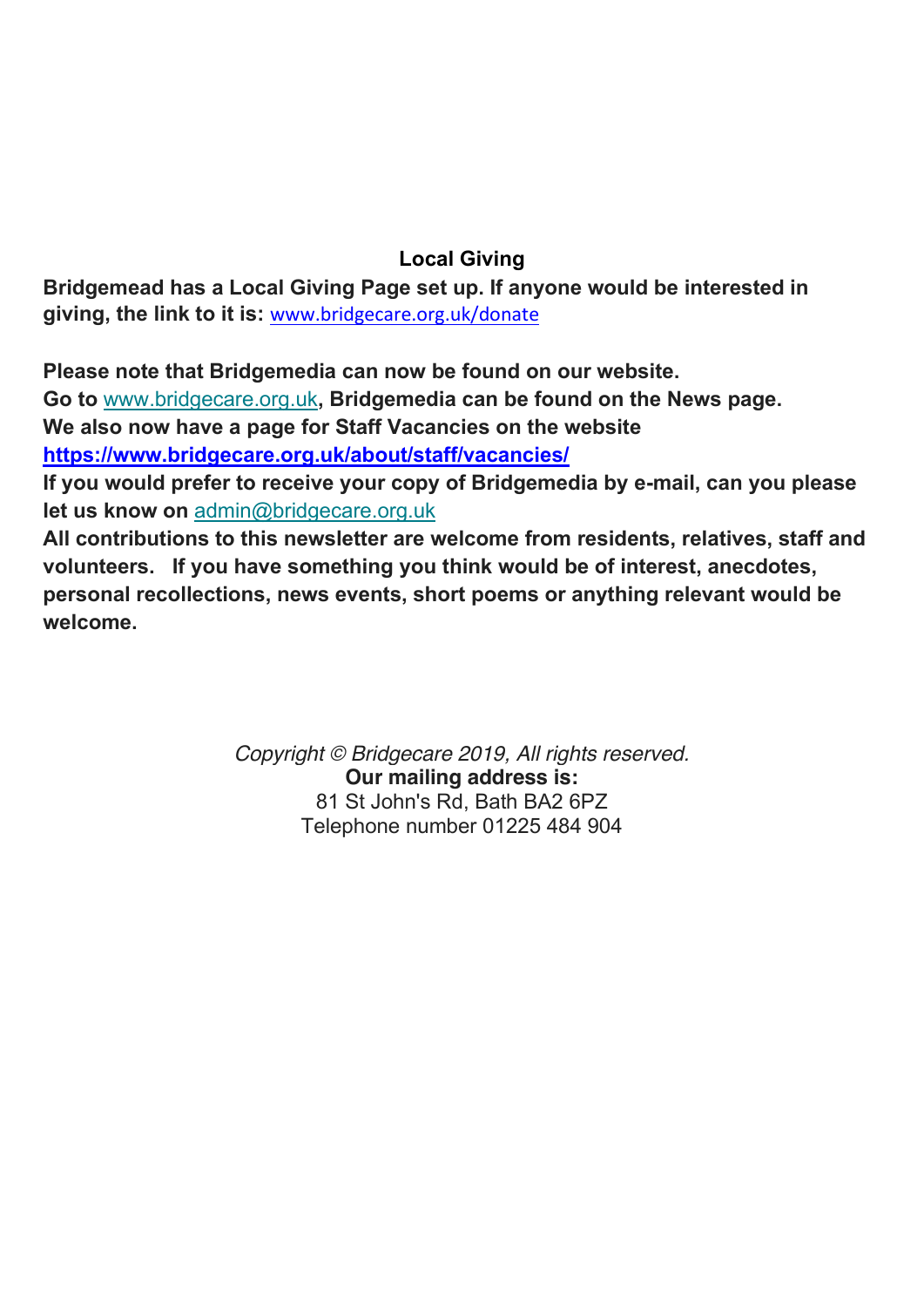## Local Giving

**Bridgemead has a Local Giving Page set up. If anyone would be interested in giving, the link to it is:** www.bridgecare.org.uk/donate

**Please note that Bridgemedia can now be found on our website.**
**Go to** www.bridgecare.org.uk**, Bridgemedia can be found on the News page.**
**We also now have a page for Staff Vacancies on the website**
**https://www.bridgecare.org.uk/about/staff/vacancies/**
**If you would prefer to receive your copy of Bridgemedia by e-mail, can you please let us know on** admin@bridgecare.org.uk
**All contributions to this newsletter are welcome from residents, relatives, staff and volunteers. If you have something you think would be of interest, anecdotes, personal recollections, news events, short poems or anything relevant would be welcome.**

*Copyright © Bridgecare 2019, All rights reserved.*
**Our mailing address is:**
81 St John's Rd, Bath BA2 6PZ
Telephone number 01225 484 904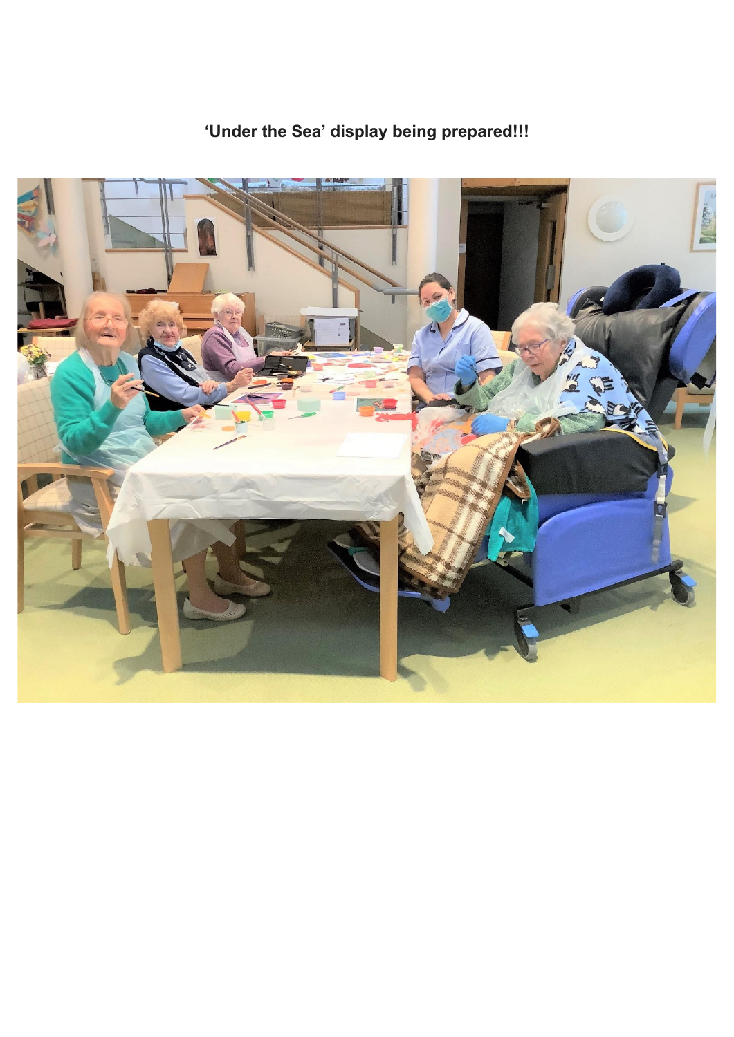**‘Under the Sea’ display being prepared!!!**